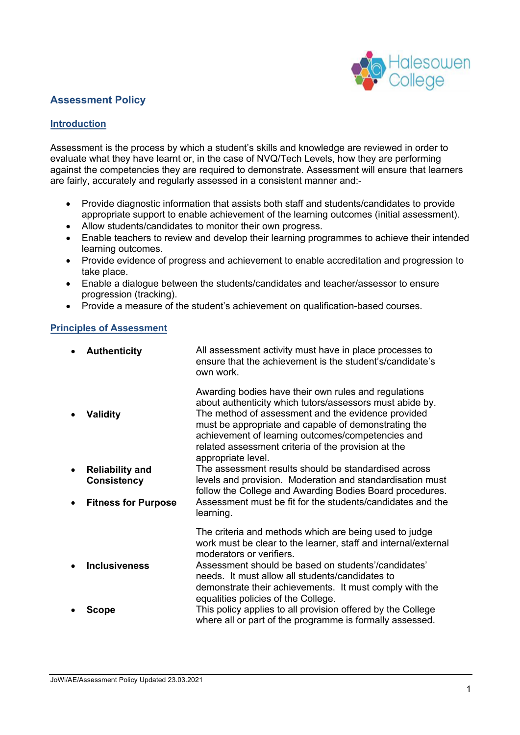## Assessment Policy

### Introduction

Assessment is the process by which a student's skills and knowledge are reviewed in order to evaluate what they have learnt or, in the case of NVQ/Tech Levels, how they are performing against the competencies they are required to demonstrate. Assessment will ensure that learners are fairly, accurately and regularly assessed in a consistent manner and:-

- Provide diagnostic information that assists both staff and students/candidates to provide appropriate support to enable achievement of the learning outcomes (initial assessment).
- Allow students/candidates to monitor their own progress.
- Enable teachers to review and develop their learning programmes to achieve their intended learning outcomes.
- Provide evidence of progress and achievement to enable accreditation and progression to take place.
- Enable a dialogue between the students/candidates and teacher/assessor to ensure progression (tracking).
- Provide a measure of the student's achievement on qualification-based courses.

### Principles of Assessment

- **Authenticity** – All assessment activity must have in place processes to ensure that the achievement is the student's/candidate's own work.

  Awarding bodies have their own rules and regulations about authenticity which tutors/assessors must abide by.
- **Validity** – The method of assessment and the evidence provided must be appropriate and capable of demonstrating the achievement of learning outcomes/competencies and related assessment criteria of the provision at the appropriate level.
- **Reliability and Consistency** – The assessment results should be standardised across levels and provision. Moderation and standardisation must follow the College and Awarding Bodies Board procedures.
- **Fitness for Purpose** – Assessment must be fit for the students/candidates and the learning.

  The criteria and methods which are being used to judge work must be clear to the learner, staff and internal/external moderators or verifiers.
- **Inclusiveness** – Assessment should be based on students'/candidates' needs. It must allow all students/candidates to demonstrate their achievements. It must comply with the equalities policies of the College.
- **Scope** – This policy applies to all provision offered by the College where all or part of the programme is formally assessed.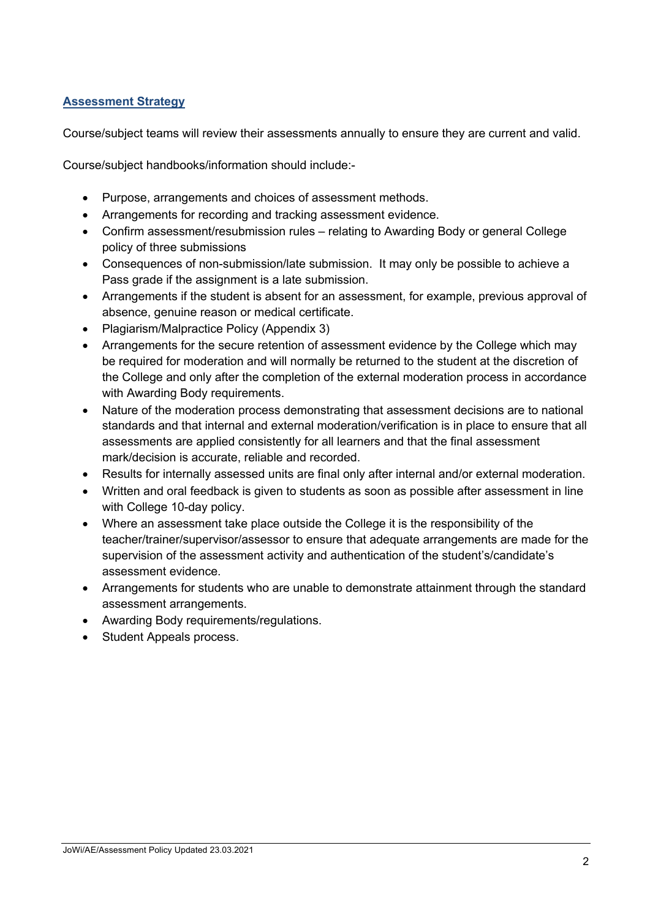## Assessment Strategy

Course/subject teams will review their assessments annually to ensure they are current and valid.

Course/subject handbooks/information should include:-

- Purpose, arrangements and choices of assessment methods.
- Arrangements for recording and tracking assessment evidence.
- Confirm assessment/resubmission rules – relating to Awarding Body or general College policy of three submissions
- Consequences of non-submission/late submission. It may only be possible to achieve a Pass grade if the assignment is a late submission.
- Arrangements if the student is absent for an assessment, for example, previous approval of absence, genuine reason or medical certificate.
- Plagiarism/Malpractice Policy (Appendix 3)
- Arrangements for the secure retention of assessment evidence by the College which may be required for moderation and will normally be returned to the student at the discretion of the College and only after the completion of the external moderation process in accordance with Awarding Body requirements.
- Nature of the moderation process demonstrating that assessment decisions are to national standards and that internal and external moderation/verification is in place to ensure that all assessments are applied consistently for all learners and that the final assessment mark/decision is accurate, reliable and recorded.
- Results for internally assessed units are final only after internal and/or external moderation.
- Written and oral feedback is given to students as soon as possible after assessment in line with College 10-day policy.
- Where an assessment take place outside the College it is the responsibility of the teacher/trainer/supervisor/assessor to ensure that adequate arrangements are made for the supervision of the assessment activity and authentication of the student's/candidate's assessment evidence.
- Arrangements for students who are unable to demonstrate attainment through the standard assessment arrangements.
- Awarding Body requirements/regulations.
- Student Appeals process.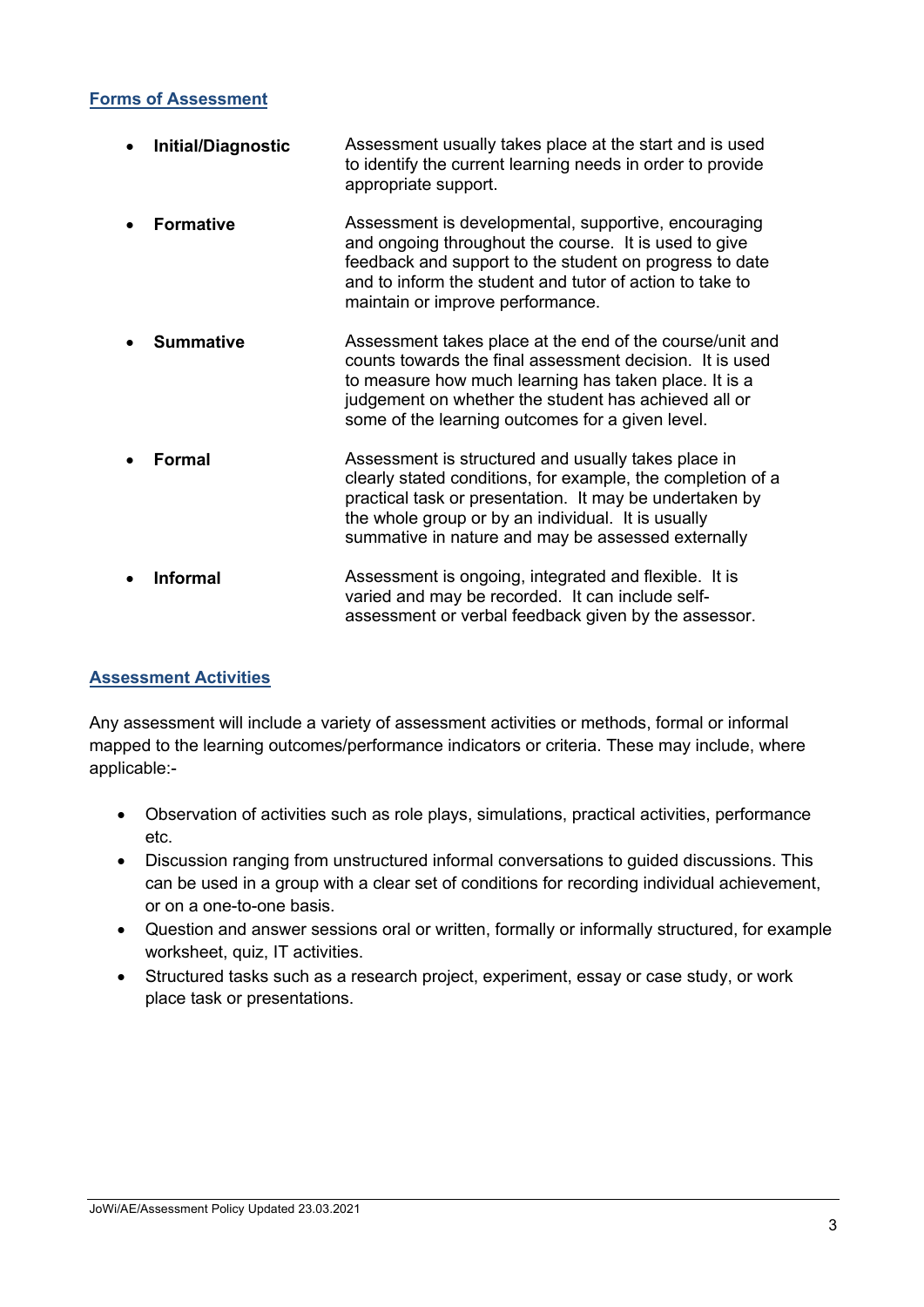## Forms of Assessment

- **Initial/Diagnostic** — Assessment usually takes place at the start and is used to identify the current learning needs in order to provide appropriate support.
- **Formative** — Assessment is developmental, supportive, encouraging and ongoing throughout the course. It is used to give feedback and support to the student on progress to date and to inform the student and tutor of action to take to maintain or improve performance.
- **Summative** — Assessment takes place at the end of the course/unit and counts towards the final assessment decision. It is used to measure how much learning has taken place. It is a judgement on whether the student has achieved all or some of the learning outcomes for a given level.
- **Formal** — Assessment is structured and usually takes place in clearly stated conditions, for example, the completion of a practical task or presentation. It may be undertaken by the whole group or by an individual. It is usually summative in nature and may be assessed externally
- **Informal** — Assessment is ongoing, integrated and flexible. It is varied and may be recorded. It can include self-assessment or verbal feedback given by the assessor.

## Assessment Activities

Any assessment will include a variety of assessment activities or methods, formal or informal mapped to the learning outcomes/performance indicators or criteria. These may include, where applicable:-

- Observation of activities such as role plays, simulations, practical activities, performance etc.
- Discussion ranging from unstructured informal conversations to guided discussions. This can be used in a group with a clear set of conditions for recording individual achievement, or on a one-to-one basis.
- Question and answer sessions oral or written, formally or informally structured, for example worksheet, quiz, IT activities.
- Structured tasks such as a research project, experiment, essay or case study, or work place task or presentations.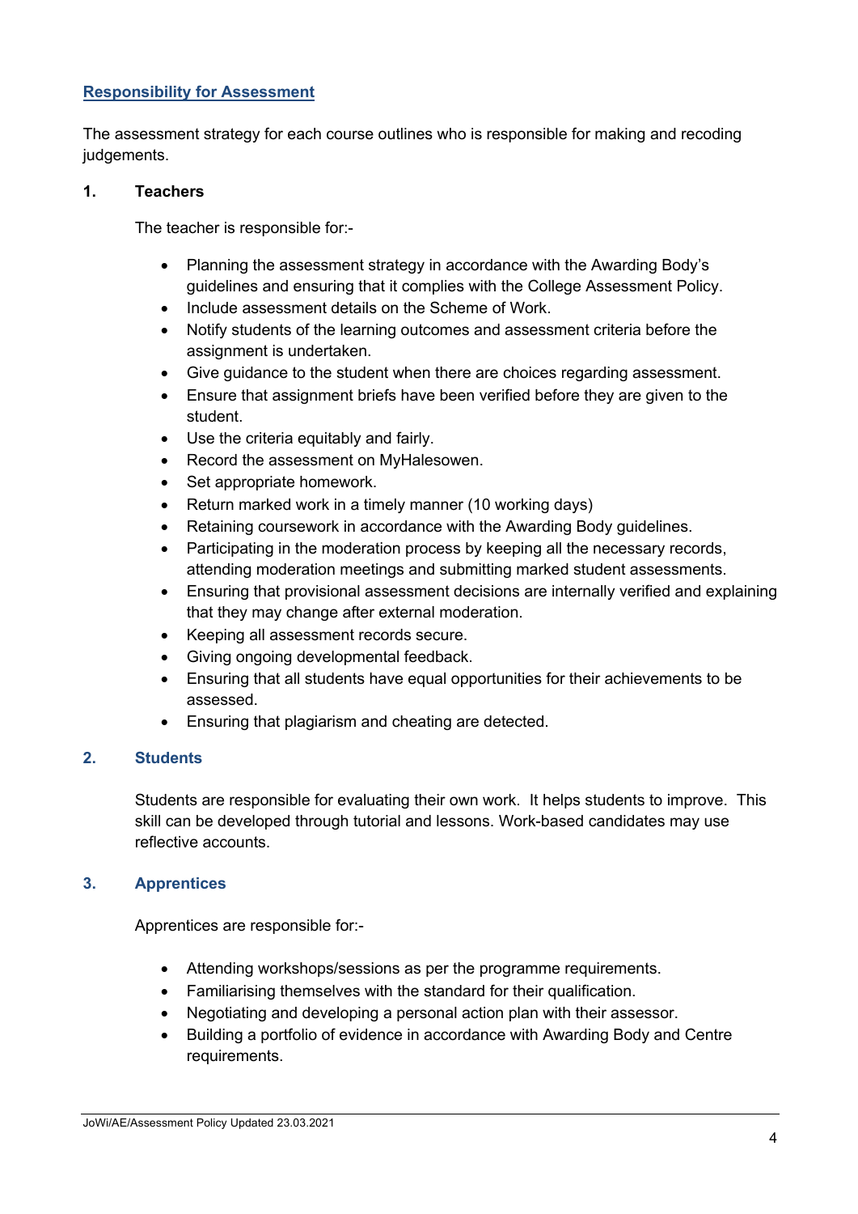## Responsibility for Assessment

The assessment strategy for each course outlines who is responsible for making and recoding judgements.

### 1. Teachers

The teacher is responsible for:-

- Planning the assessment strategy in accordance with the Awarding Body's guidelines and ensuring that it complies with the College Assessment Policy.
- Include assessment details on the Scheme of Work.
- Notify students of the learning outcomes and assessment criteria before the assignment is undertaken.
- Give guidance to the student when there are choices regarding assessment.
- Ensure that assignment briefs have been verified before they are given to the student.
- Use the criteria equitably and fairly.
- Record the assessment on MyHalesowen.
- Set appropriate homework.
- Return marked work in a timely manner (10 working days)
- Retaining coursework in accordance with the Awarding Body guidelines.
- Participating in the moderation process by keeping all the necessary records, attending moderation meetings and submitting marked student assessments.
- Ensuring that provisional assessment decisions are internally verified and explaining that they may change after external moderation.
- Keeping all assessment records secure.
- Giving ongoing developmental feedback.
- Ensuring that all students have equal opportunities for their achievements to be assessed.
- Ensuring that plagiarism and cheating are detected.

### 2. Students

Students are responsible for evaluating their own work. It helps students to improve. This skill can be developed through tutorial and lessons. Work-based candidates may use reflective accounts.

### 3. Apprentices

Apprentices are responsible for:-

- Attending workshops/sessions as per the programme requirements.
- Familiarising themselves with the standard for their qualification.
- Negotiating and developing a personal action plan with their assessor.
- Building a portfolio of evidence in accordance with Awarding Body and Centre requirements.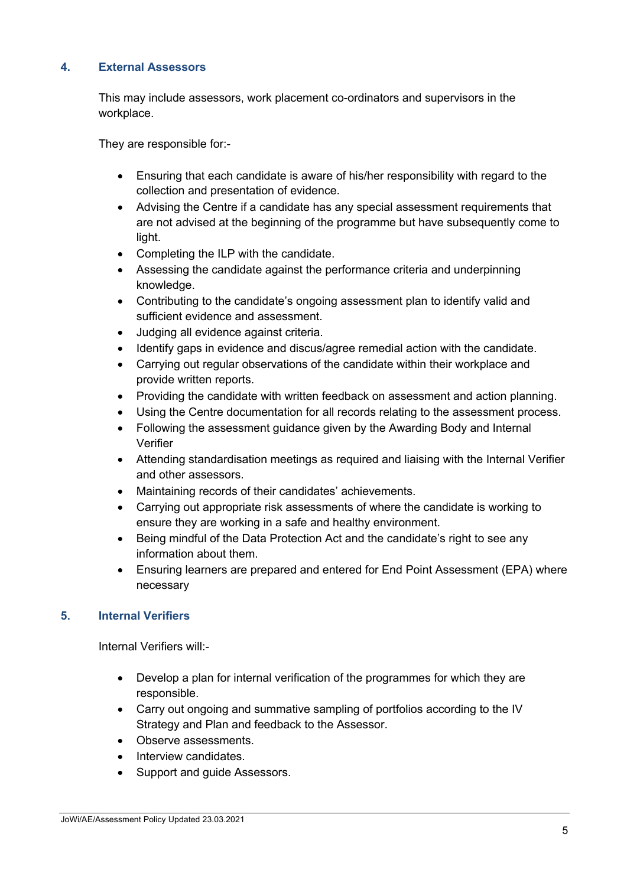## 4. External Assessors

This may include assessors, work placement co-ordinators and supervisors in the workplace.

They are responsible for:-

- Ensuring that each candidate is aware of his/her responsibility with regard to the collection and presentation of evidence.
- Advising the Centre if a candidate has any special assessment requirements that are not advised at the beginning of the programme but have subsequently come to light.
- Completing the ILP with the candidate.
- Assessing the candidate against the performance criteria and underpinning knowledge.
- Contributing to the candidate's ongoing assessment plan to identify valid and sufficient evidence and assessment.
- Judging all evidence against criteria.
- Identify gaps in evidence and discus/agree remedial action with the candidate.
- Carrying out regular observations of the candidate within their workplace and provide written reports.
- Providing the candidate with written feedback on assessment and action planning.
- Using the Centre documentation for all records relating to the assessment process.
- Following the assessment guidance given by the Awarding Body and Internal Verifier
- Attending standardisation meetings as required and liaising with the Internal Verifier and other assessors.
- Maintaining records of their candidates' achievements.
- Carrying out appropriate risk assessments of where the candidate is working to ensure they are working in a safe and healthy environment.
- Being mindful of the Data Protection Act and the candidate's right to see any information about them.
- Ensuring learners are prepared and entered for End Point Assessment (EPA) where necessary

## 5. Internal Verifiers

Internal Verifiers will:-

- Develop a plan for internal verification of the programmes for which they are responsible.
- Carry out ongoing and summative sampling of portfolios according to the IV Strategy and Plan and feedback to the Assessor.
- Observe assessments.
- Interview candidates.
- Support and guide Assessors.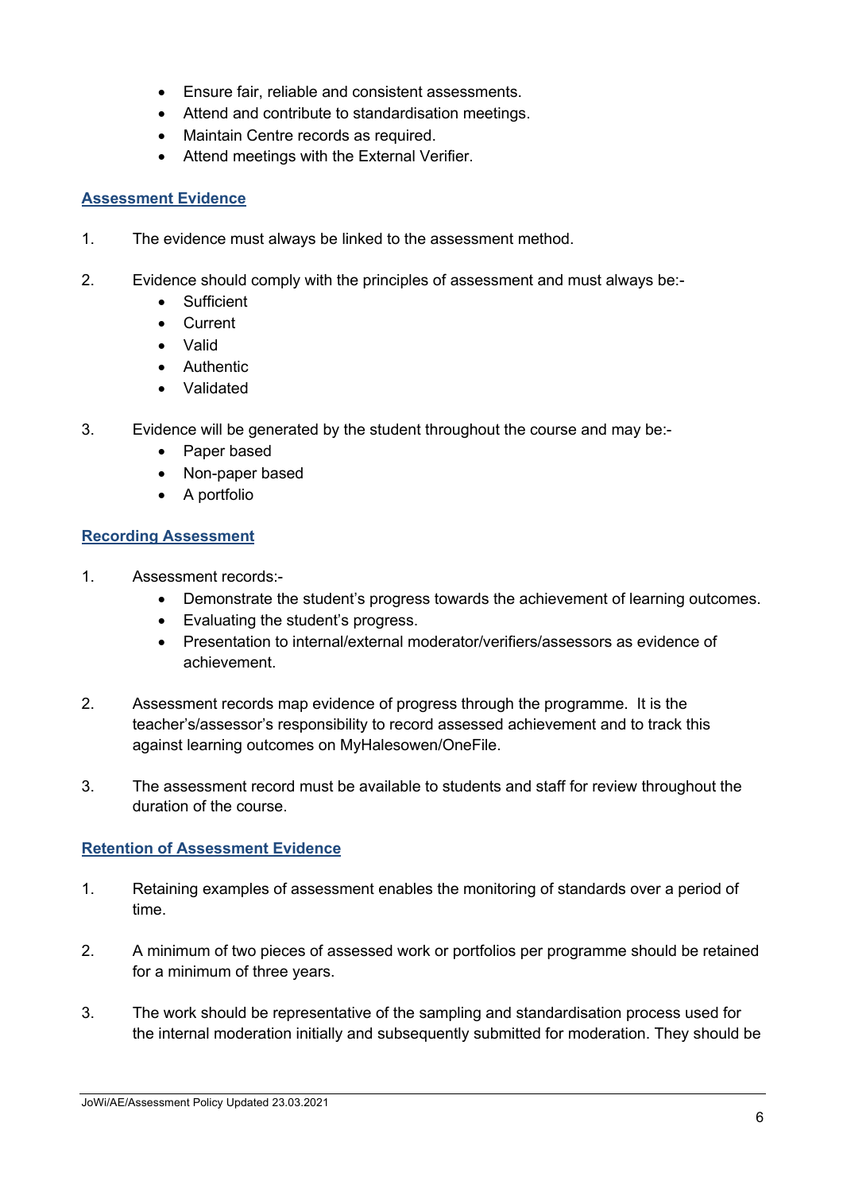- Ensure fair, reliable and consistent assessments.
- Attend and contribute to standardisation meetings.
- Maintain Centre records as required.
- Attend meetings with the External Verifier.

## Assessment Evidence

1. The evidence must always be linked to the assessment method.

2. Evidence should comply with the principles of assessment and must always be:-
   - Sufficient
   - Current
   - Valid
   - Authentic
   - Validated

3. Evidence will be generated by the student throughout the course and may be:-
   - Paper based
   - Non-paper based
   - A portfolio

## Recording Assessment

1. Assessment records:-
   - Demonstrate the student's progress towards the achievement of learning outcomes.
   - Evaluating the student's progress.
   - Presentation to internal/external moderator/verifiers/assessors as evidence of achievement.

2. Assessment records map evidence of progress through the programme. It is the teacher's/assessor's responsibility to record assessed achievement and to track this against learning outcomes on MyHalesowen/OneFile.

3. The assessment record must be available to students and staff for review throughout the duration of the course.

## Retention of Assessment Evidence

1. Retaining examples of assessment enables the monitoring of standards over a period of time.

2. A minimum of two pieces of assessed work or portfolios per programme should be retained for a minimum of three years.

3. The work should be representative of the sampling and standardisation process used for the internal moderation initially and subsequently submitted for moderation. They should be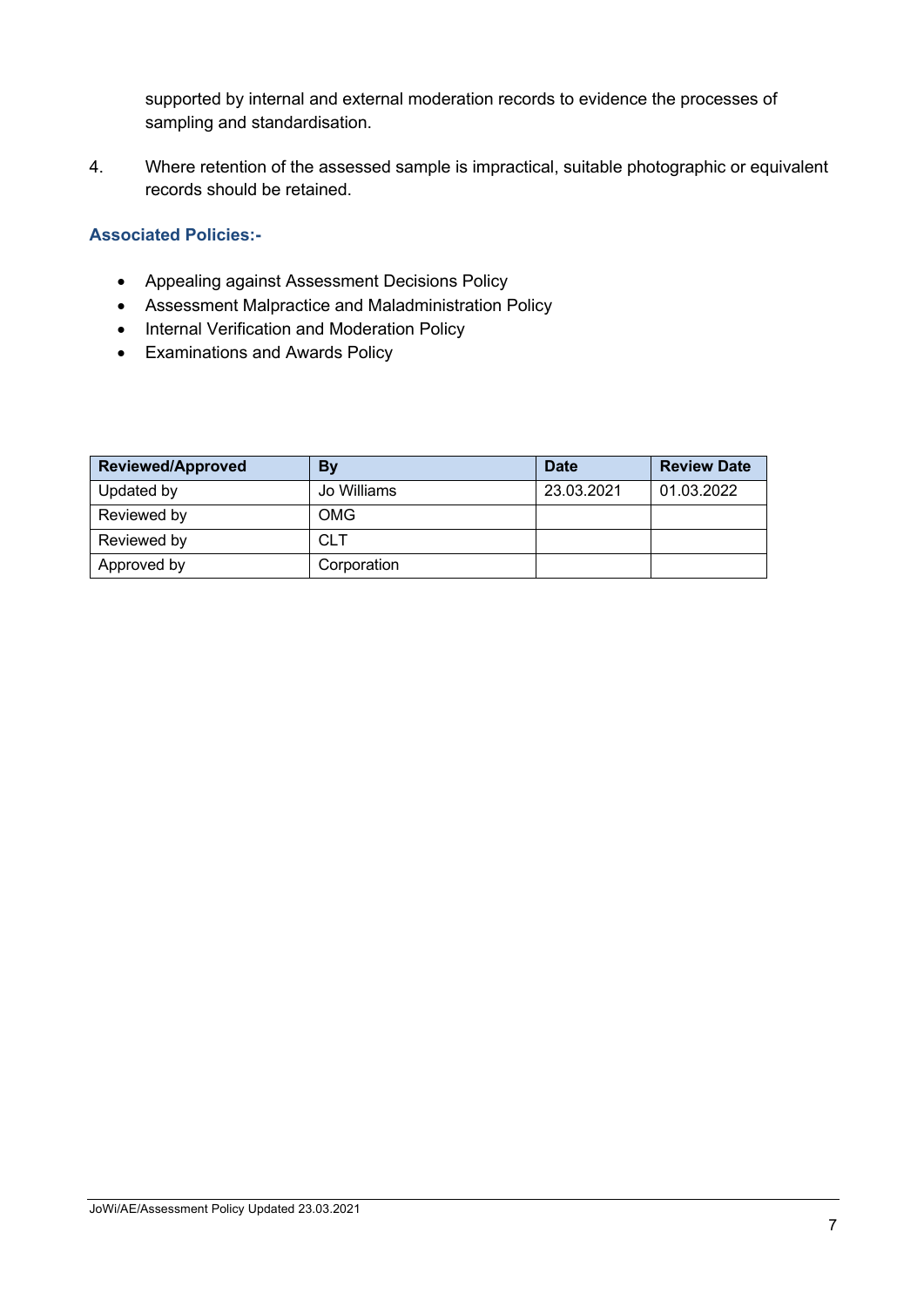supported by internal and external moderation records to evidence the processes of sampling and standardisation.

4. Where retention of the assessed sample is impractical, suitable photographic or equivalent records should be retained.

### Associated Policies:-

- Appealing against Assessment Decisions Policy
- Assessment Malpractice and Maladministration Policy
- Internal Verification and Moderation Policy
- Examinations and Awards Policy

| Reviewed/Approved | By | Date | Review Date |
|---|---|---|---|
| Updated by | Jo Williams | 23.03.2021 | 01.03.2022 |
| Reviewed by | OMG | | |
| Reviewed by | CLT | | |
| Approved by | Corporation | | |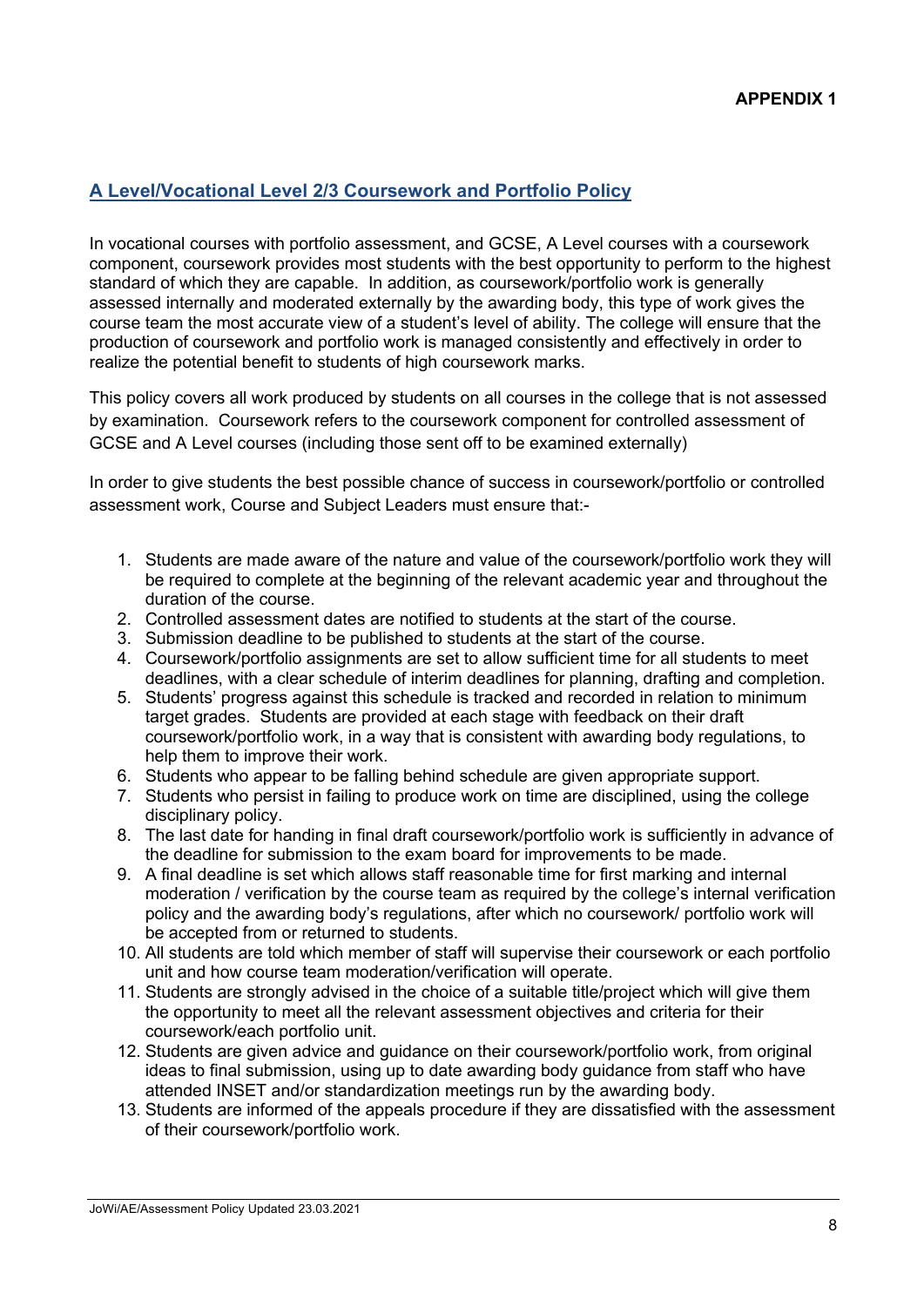**APPENDIX 1**

## A Level/Vocational Level 2/3 Coursework and Portfolio Policy

In vocational courses with portfolio assessment, and GCSE, A Level courses with a coursework component, coursework provides most students with the best opportunity to perform to the highest standard of which they are capable. In addition, as coursework/portfolio work is generally assessed internally and moderated externally by the awarding body, this type of work gives the course team the most accurate view of a student's level of ability. The college will ensure that the production of coursework and portfolio work is managed consistently and effectively in order to realize the potential benefit to students of high coursework marks.

This policy covers all work produced by students on all courses in the college that is not assessed by examination. Coursework refers to the coursework component for controlled assessment of GCSE and A Level courses (including those sent off to be examined externally)

In order to give students the best possible chance of success in coursework/portfolio or controlled assessment work, Course and Subject Leaders must ensure that:-

1. Students are made aware of the nature and value of the coursework/portfolio work they will be required to complete at the beginning of the relevant academic year and throughout the duration of the course.
2. Controlled assessment dates are notified to students at the start of the course.
3. Submission deadline to be published to students at the start of the course.
4. Coursework/portfolio assignments are set to allow sufficient time for all students to meet deadlines, with a clear schedule of interim deadlines for planning, drafting and completion.
5. Students' progress against this schedule is tracked and recorded in relation to minimum target grades. Students are provided at each stage with feedback on their draft coursework/portfolio work, in a way that is consistent with awarding body regulations, to help them to improve their work.
6. Students who appear to be falling behind schedule are given appropriate support.
7. Students who persist in failing to produce work on time are disciplined, using the college disciplinary policy.
8. The last date for handing in final draft coursework/portfolio work is sufficiently in advance of the deadline for submission to the exam board for improvements to be made.
9. A final deadline is set which allows staff reasonable time for first marking and internal moderation / verification by the course team as required by the college's internal verification policy and the awarding body's regulations, after which no coursework/ portfolio work will be accepted from or returned to students.
10. All students are told which member of staff will supervise their coursework or each portfolio unit and how course team moderation/verification will operate.
11. Students are strongly advised in the choice of a suitable title/project which will give them the opportunity to meet all the relevant assessment objectives and criteria for their coursework/each portfolio unit.
12. Students are given advice and guidance on their coursework/portfolio work, from original ideas to final submission, using up to date awarding body guidance from staff who have attended INSET and/or standardization meetings run by the awarding body.
13. Students are informed of the appeals procedure if they are dissatisfied with the assessment of their coursework/portfolio work.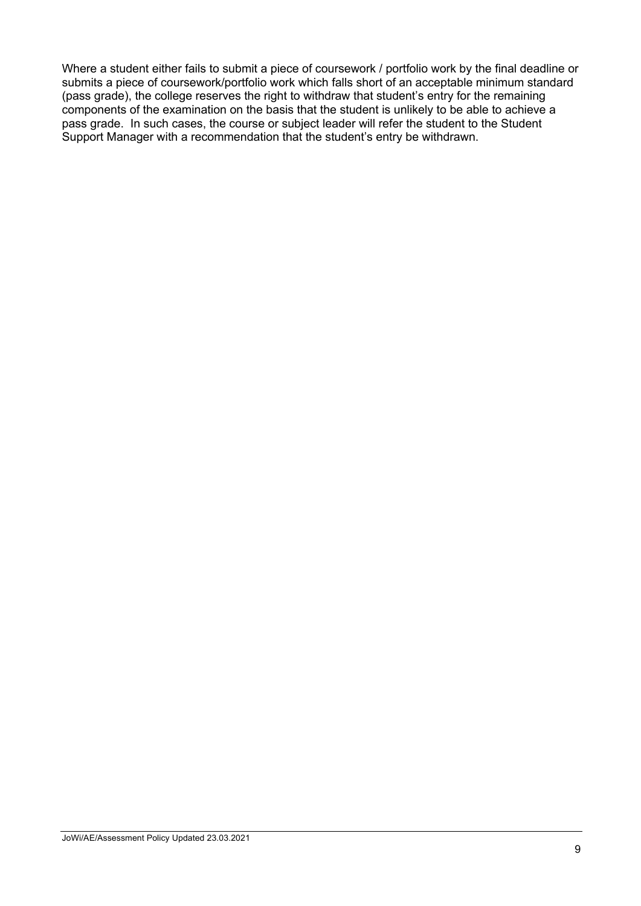Where a student either fails to submit a piece of coursework / portfolio work by the final deadline or submits a piece of coursework/portfolio work which falls short of an acceptable minimum standard (pass grade), the college reserves the right to withdraw that student's entry for the remaining components of the examination on the basis that the student is unlikely to be able to achieve a pass grade. In such cases, the course or subject leader will refer the student to the Student Support Manager with a recommendation that the student's entry be withdrawn.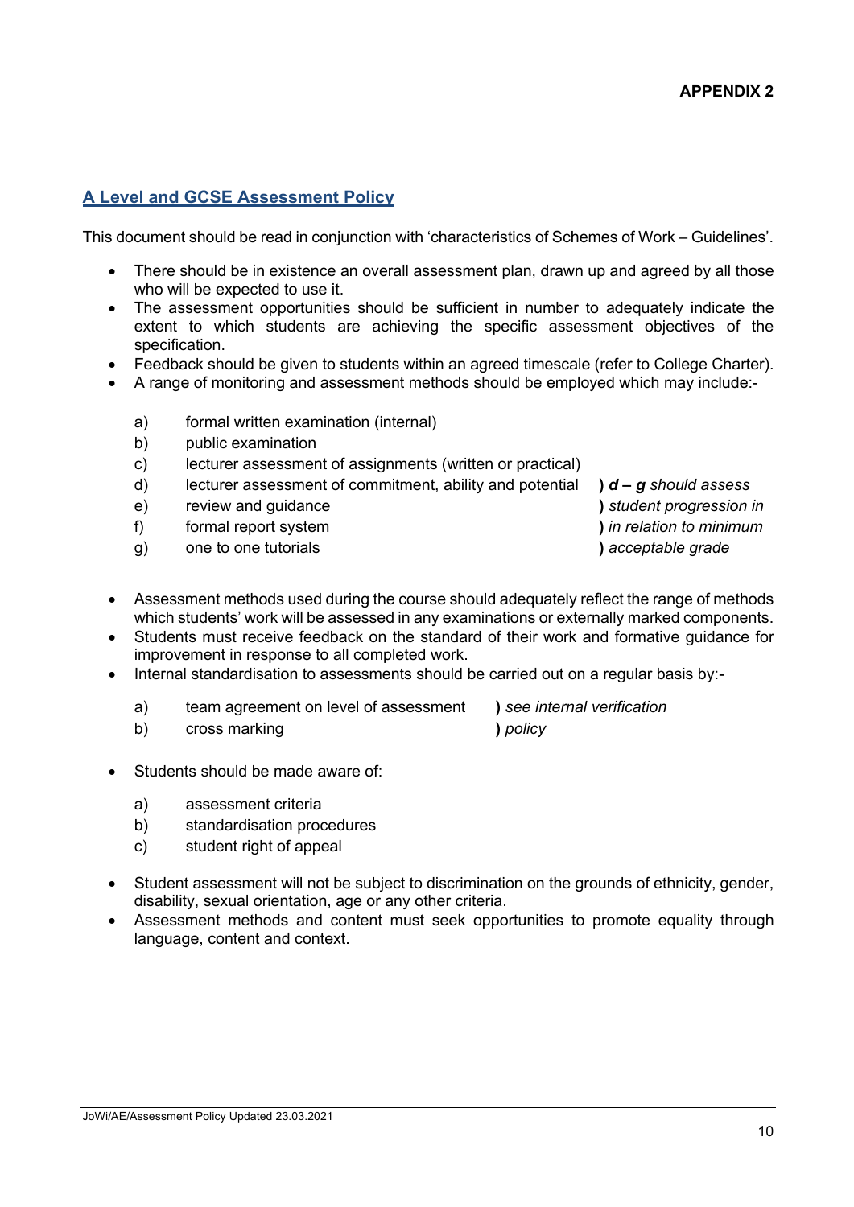APPENDIX 2

## A Level and GCSE Assessment Policy

This document should be read in conjunction with 'characteristics of Schemes of Work – Guidelines'.

- There should be in existence an overall assessment plan, drawn up and agreed by all those who will be expected to use it.
- The assessment opportunities should be sufficient in number to adequately indicate the extent to which students are achieving the specific assessment objectives of the specification.
- Feedback should be given to students within an agreed timescale (refer to College Charter).
- A range of monitoring and assessment methods should be employed which may include:-

  a) formal written examination (internal)
  b) public examination
  c) lecturer assessment of assignments (written or practical)
  d) lecturer assessment of commitment, ability and potential ) ***d – g** should assess*
  e) review and guidance ) *student progression in*
  f) formal report system ) *in relation to minimum*
  g) one to one tutorials ) *acceptable grade*

- Assessment methods used during the course should adequately reflect the range of methods which students' work will be assessed in any examinations or externally marked components.
- Students must receive feedback on the standard of their work and formative guidance for improvement in response to all completed work.
- Internal standardisation to assessments should be carried out on a regular basis by:-

  a) team agreement on level of assessment ) *see internal verification*
  b) cross marking ) *policy*

- Students should be made aware of:

  a) assessment criteria
  b) standardisation procedures
  c) student right of appeal

- Student assessment will not be subject to discrimination on the grounds of ethnicity, gender, disability, sexual orientation, age or any other criteria.
- Assessment methods and content must seek opportunities to promote equality through language, content and context.

JoWi/AE/Assessment Policy Updated 23.03.2021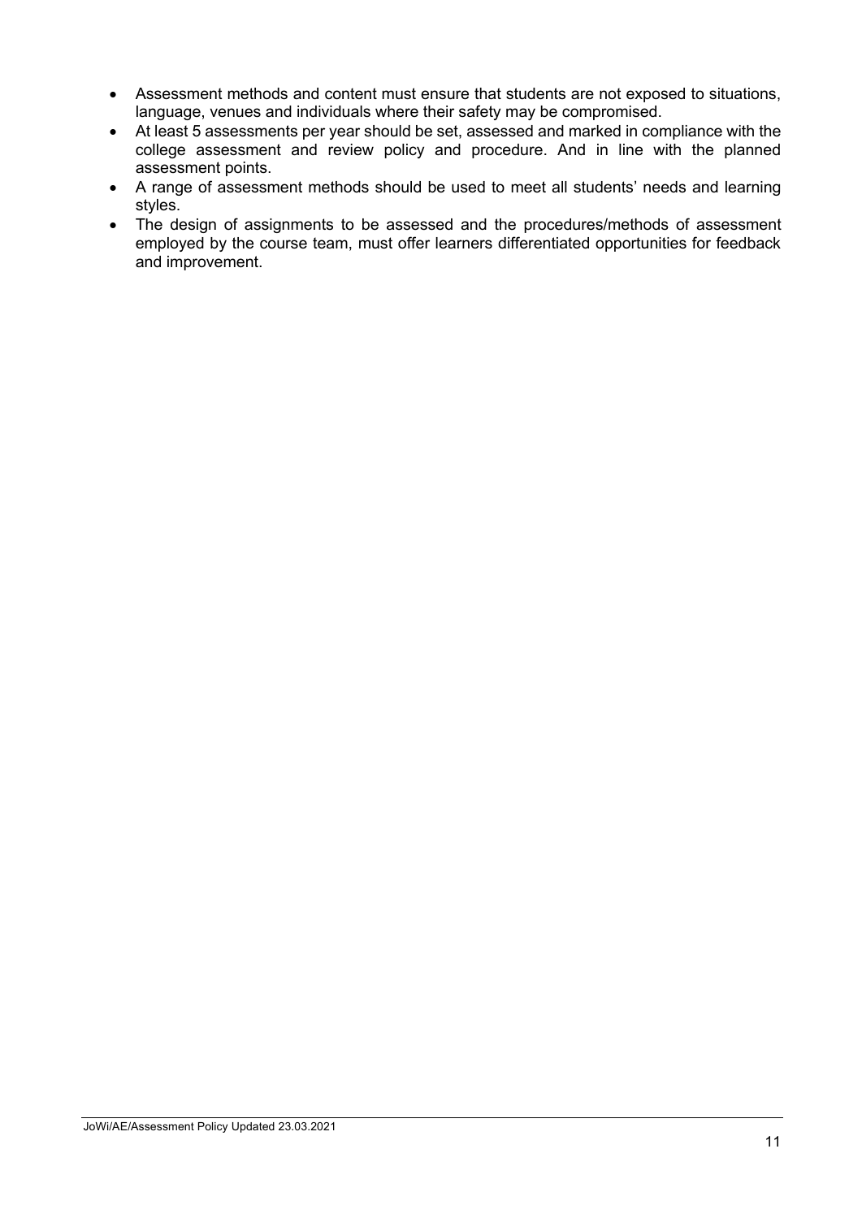- Assessment methods and content must ensure that students are not exposed to situations, language, venues and individuals where their safety may be compromised.
- At least 5 assessments per year should be set, assessed and marked in compliance with the college assessment and review policy and procedure. And in line with the planned assessment points.
- A range of assessment methods should be used to meet all students' needs and learning styles.
- The design of assignments to be assessed and the procedures/methods of assessment employed by the course team, must offer learners differentiated opportunities for feedback and improvement.